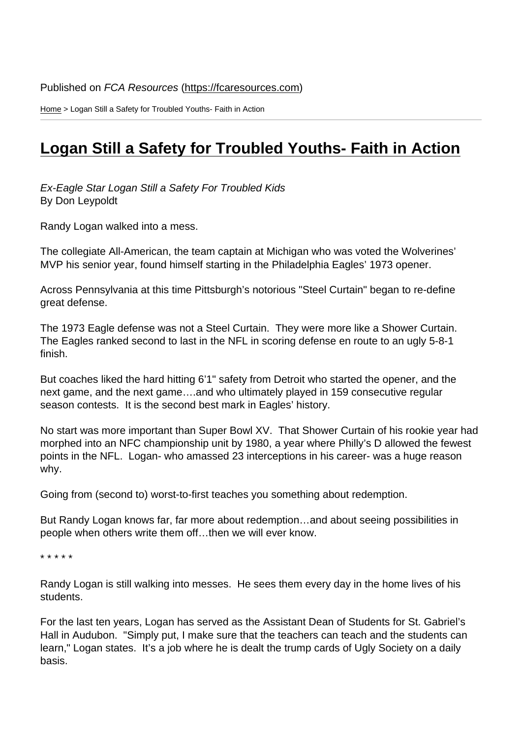Published on *FCA Resources* (https://fcaresources.com)

Home > Logan Still a Safety for Troubled Youths- Faith in Action

# Logan Still a Safety for Troubled Youths- Faith in Action

*Ex-Eagle Star Logan Still a Safety For Troubled Kids*
By Don Leypoldt

Randy Logan walked into a mess.

The collegiate All-American, the team captain at Michigan who was voted the Wolverines' MVP his senior year, found himself starting in the Philadelphia Eagles' 1973 opener.

Across Pennsylvania at this time Pittsburgh's notorious "Steel Curtain" began to re-define great defense.

The 1973 Eagle defense was not a Steel Curtain. They were more like a Shower Curtain. The Eagles ranked second to last in the NFL in scoring defense en route to an ugly 5-8-1 finish.

But coaches liked the hard hitting 6'1" safety from Detroit who started the opener, and the next game, and the next game….and who ultimately played in 159 consecutive regular season contests. It is the second best mark in Eagles' history.

No start was more important than Super Bowl XV. That Shower Curtain of his rookie year had morphed into an NFC championship unit by 1980, a year where Philly's D allowed the fewest points in the NFL. Logan- who amassed 23 interceptions in his career- was a huge reason why.

Going from (second to) worst-to-first teaches you something about redemption.

But Randy Logan knows far, far more about redemption…and about seeing possibilities in people when others write them off…then we will ever know.

* * * * *

Randy Logan is still walking into messes. He sees them every day in the home lives of his students.

For the last ten years, Logan has served as the Assistant Dean of Students for St. Gabriel's Hall in Audubon. "Simply put, I make sure that the teachers can teach and the students can learn," Logan states. It's a job where he is dealt the trump cards of Ugly Society on a daily basis.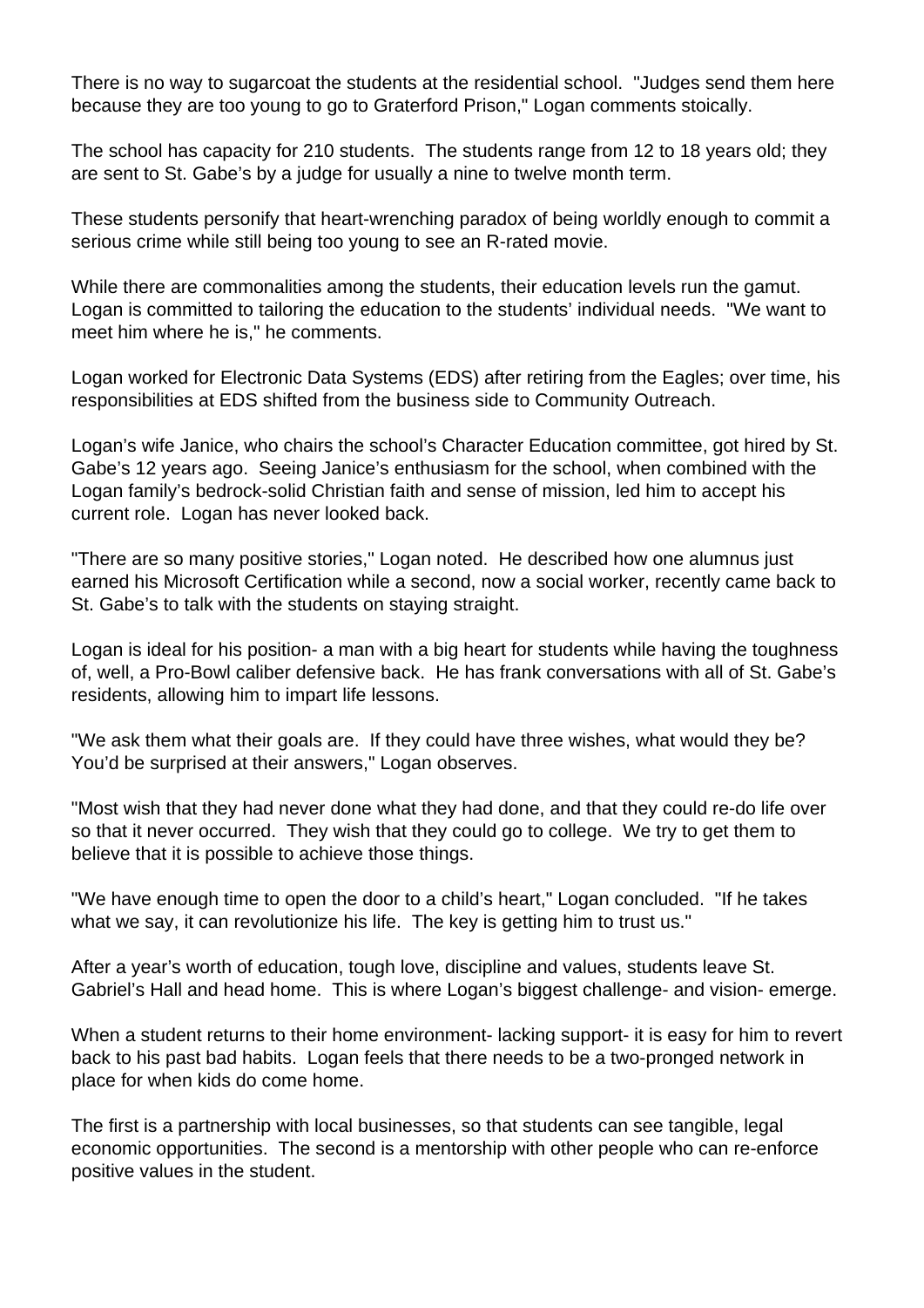There is no way to sugarcoat the students at the residential school. "Judges send them here because they are too young to go to Graterford Prison," Logan comments stoically.

The school has capacity for 210 students. The students range from 12 to 18 years old; they are sent to St. Gabe's by a judge for usually a nine to twelve month term.

These students personify that heart-wrenching paradox of being worldly enough to commit a serious crime while still being too young to see an R-rated movie.

While there are commonalities among the students, their education levels run the gamut. Logan is committed to tailoring the education to the students' individual needs. "We want to meet him where he is," he comments.

Logan worked for Electronic Data Systems (EDS) after retiring from the Eagles; over time, his responsibilities at EDS shifted from the business side to Community Outreach.

Logan's wife Janice, who chairs the school's Character Education committee, got hired by St. Gabe's 12 years ago. Seeing Janice's enthusiasm for the school, when combined with the Logan family's bedrock-solid Christian faith and sense of mission, led him to accept his current role. Logan has never looked back.

"There are so many positive stories," Logan noted. He described how one alumnus just earned his Microsoft Certification while a second, now a social worker, recently came back to St. Gabe's to talk with the students on staying straight.

Logan is ideal for his position- a man with a big heart for students while having the toughness of, well, a Pro-Bowl caliber defensive back. He has frank conversations with all of St. Gabe's residents, allowing him to impart life lessons.

"We ask them what their goals are. If they could have three wishes, what would they be? You'd be surprised at their answers," Logan observes.

"Most wish that they had never done what they had done, and that they could re-do life over so that it never occurred. They wish that they could go to college. We try to get them to believe that it is possible to achieve those things.

"We have enough time to open the door to a child's heart," Logan concluded. "If he takes what we say, it can revolutionize his life. The key is getting him to trust us."

After a year's worth of education, tough love, discipline and values, students leave St. Gabriel's Hall and head home. This is where Logan's biggest challenge- and vision- emerge.

When a student returns to their home environment- lacking support- it is easy for him to revert back to his past bad habits. Logan feels that there needs to be a two-pronged network in place for when kids do come home.

The first is a partnership with local businesses, so that students can see tangible, legal economic opportunities. The second is a mentorship with other people who can re-enforce positive values in the student.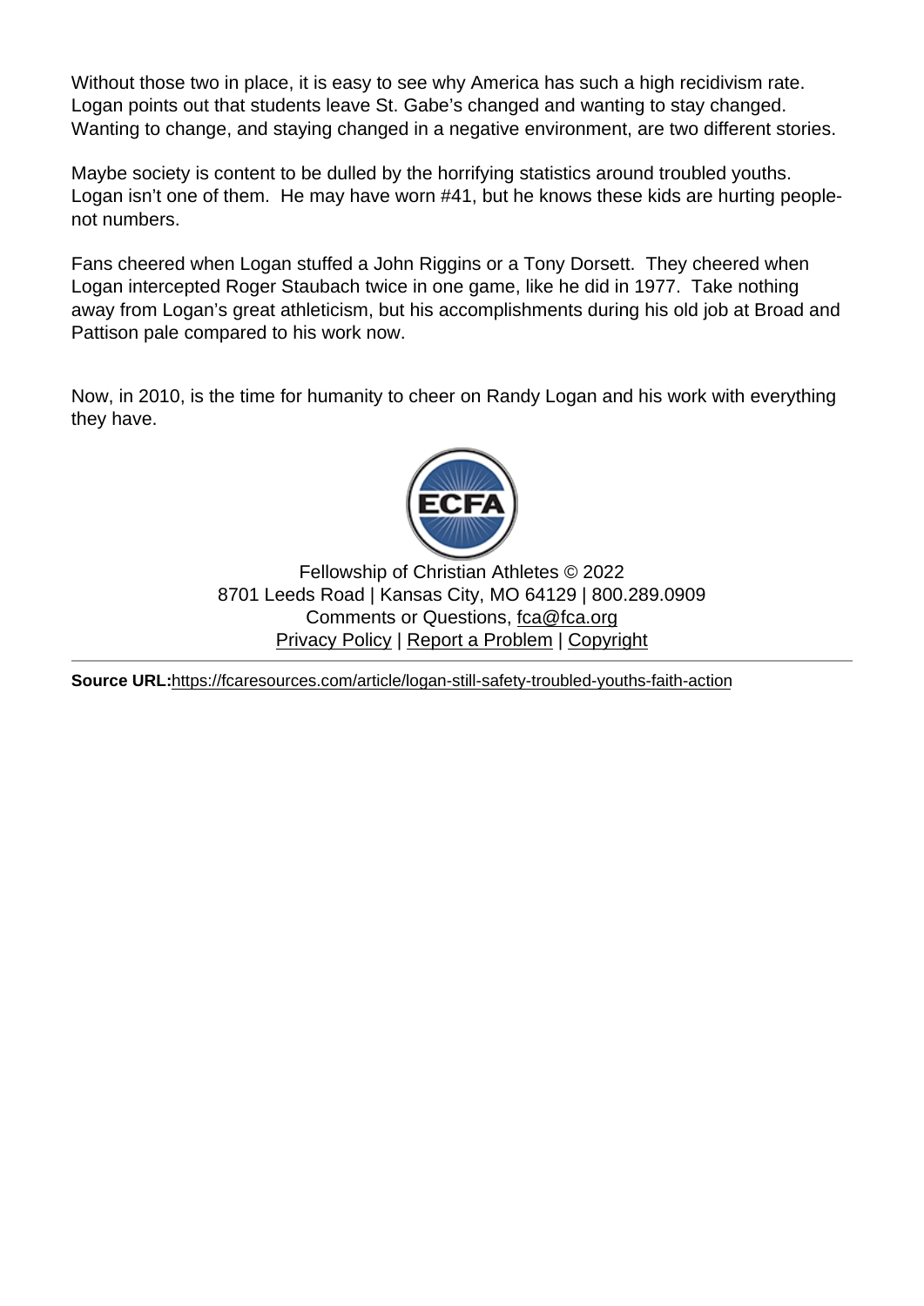Without those two in place, it is easy to see why America has such a high recidivism rate. Logan points out that students leave St. Gabe's changed and wanting to stay changed. Wanting to change, and staying changed in a negative environment, are two different stories.

Maybe society is content to be dulled by the horrifying statistics around troubled youths. Logan isn't one of them. He may have worn #41, but he knows these kids are hurting people- not numbers.

Fans cheered when Logan stuffed a John Riggins or a Tony Dorsett. They cheered when Logan intercepted Roger Staubach twice in one game, like he did in 1977. Take nothing away from Logan's great athleticism, but his accomplishments during his old job at Broad and Pattison pale compared to his work now.

Now, in 2010, is the time for humanity to cheer on Randy Logan and his work with everything they have.

ECFA

Fellowship of Christian Athletes © 2022
8701 Leeds Road | Kansas City, MO 64129 | 800.289.0909
Comments or Questions, fca@fca.org
Privacy Policy | Report a Problem | Copyright

**Source URL:**https://fcaresources.com/article/logan-still-safety-troubled-youths-faith-action